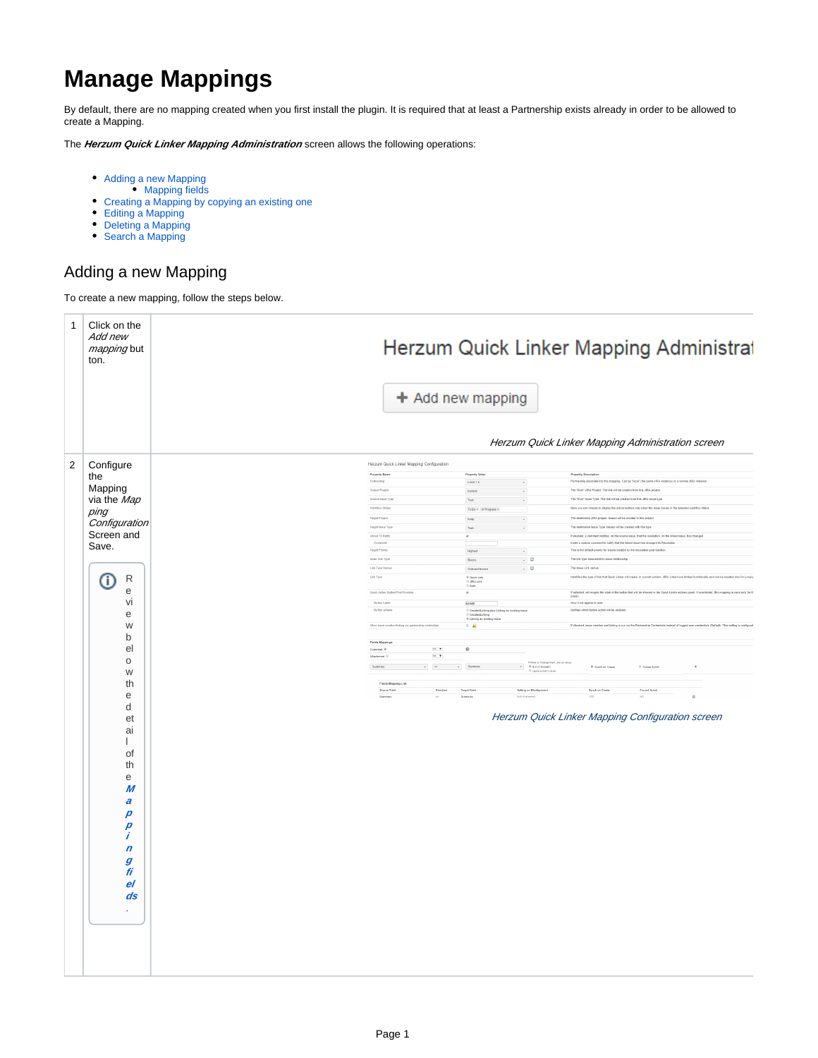# Manage Mappings

By default, there are no mapping created when you first install the plugin. It is required that at least a Partnership exists already in order to be allowed to create a Mapping.

The ***Herzum Quick Linker Mapping Administration*** screen allows the following operations:

- Adding a new Mapping
  - Mapping fields
- Creating a Mapping by copying an existing one
- Editing a Mapping
- Deleting a Mapping
- Search a Mapping

## Adding a new Mapping

To create a new mapping, follow the steps below.

| | | |
|---|---|---|
| 1 | Click on the *Add new mapping* button. | *Herzum Quick Linker Mapping Administration screen* |
| 2 | Configure the Mapping via the *Mapping Configuration* Screen and Save. <br><br> Review below the detail of the ***Mapping fields***. | *Herzum Quick Linker Mapping Configuration screen* |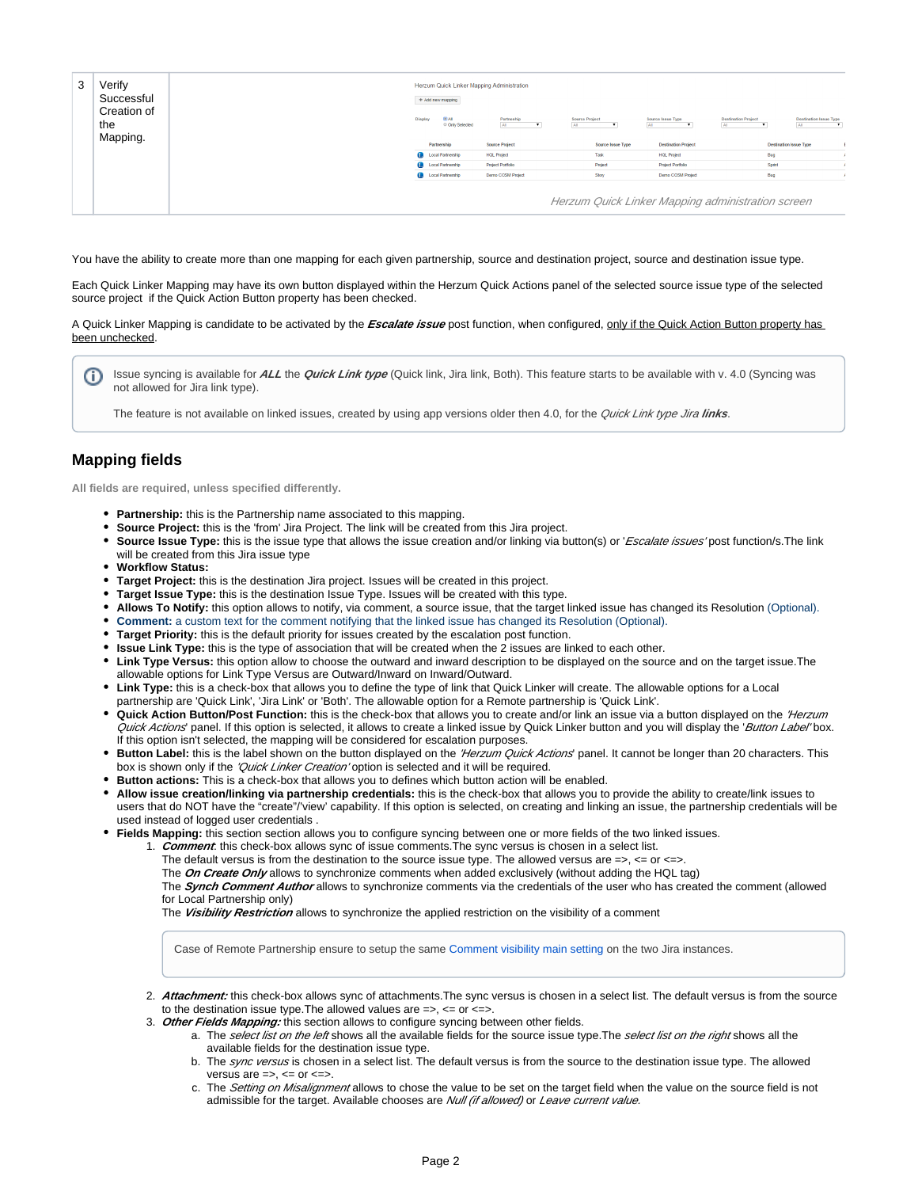| 3 | Verify Successful Creation of the Mapping. | Herzum Quick Linker Mapping administration screen |
|---|---|---|

You have the ability to create more than one mapping for each given partnership, source and destination project, source and destination issue type.

Each Quick Linker Mapping may have its own button displayed within the Herzum Quick Actions panel of the selected source issue type of the selected source project if the Quick Action Button property has been checked.

A Quick Linker Mapping is candidate to be activated by the ***Escalate issue*** post function, when configured, only if the Quick Action Button property has been unchecked.

> Issue syncing is available for ***ALL*** the ***Quick Link type*** (Quick link, Jira link, Both). This feature starts to be available with v. 4.0 (Syncing was not allowed for Jira link type).
>
> The feature is not available on linked issues, created by using app versions older then 4.0, for the *Quick Link type Jira* ***links***.

## Mapping fields

**All fields are required, unless specified differently.**

- **Partnership:** this is the Partnership name associated to this mapping.
- **Source Project:** this is the 'from' Jira Project. The link will be created from this Jira project.
- **Source Issue Type:** this is the issue type that allows the issue creation and/or linking via button(s) or '*Escalate issues'* post function/s.The link will be created from this Jira issue type
- **Workflow Status:**
- **Target Project:** this is the destination Jira project. Issues will be created in this project.
- **Target Issue Type:** this is the destination Issue Type. Issues will be created with this type.
- **Allows To Notify:** this option allows to notify, via comment, a source issue, that the target linked issue has changed its Resolution (Optional).
- **Comment:** a custom text for the comment notifying that the linked issue has changed its Resolution (Optional).
- **Target Priority:** this is the default priority for issues created by the escalation post function.
- **Issue Link Type:** this is the type of association that will be created when the 2 issues are linked to each other.
- **Link Type Versus:** this option allow to choose the outward and inward description to be displayed on the source and on the target issue.The allowable options for Link Type Versus are Outward/Inward on Inward/Outward.
- **Link Type:** this is a check-box that allows you to define the type of link that Quick Linker will create. The allowable options for a Local partnership are 'Quick Link', 'Jira Link' or 'Both'. The allowable option for a Remote partnership is 'Quick Link'.
- **Quick Action Button/Post Function:** this is the check-box that allows you to create and/or link an issue via a button displayed on the *'Herzum Quick Actions*' panel. If this option is selected, it allows to create a linked issue by Quick Linker button and you will display the '*Button Label'* box. If this option isn't selected, the mapping will be considered for escalation purposes.
- **Button Label:** this is the label shown on the button displayed on the *'Herzum Quick Actions*' panel. It cannot be longer than 20 characters. This box is shown only if the *'Quick Linker Creation'* option is selected and it will be required.
- **Button actions:** This is a check-box that allows you to defines which button action will be enabled.
- **Allow issue creation/linking via partnership credentials:** this is the check-box that allows you to provide the ability to create/link issues to users that do NOT have the "create"/'view' capability. If this option is selected, on creating and linking an issue, the partnership credentials will be used instead of logged user credentials .
- **Fields Mapping:** this section section allows you to configure syncing between one or more fields of the two linked issues.
  1. ***Comment***: this check-box allows sync of issue comments.The sync versus is chosen in a select list.
     The default versus is from the destination to the source issue type. The allowed versus are =>, <= or <=>.
     The ***On Create Only*** allows to synchronize comments when added exclusively (without adding the HQL tag)
     The ***Synch Comment Author*** allows to synchronize comments via the credentials of the user who has created the comment (allowed for Local Partnership only)
     The ***Visibility Restriction*** allows to synchronize the applied restriction on the visibility of a comment

     > Case of Remote Partnership ensure to setup the same Comment visibility main setting on the two Jira instances.

  2. ***Attachment:*** this check-box allows sync of attachments.The sync versus is chosen in a select list. The default versus is from the source to the destination issue type.The allowed values are =>, <= or <=>.
  3. ***Other Fields Mapping:*** this section allows to configure syncing between other fields.
     a. The *select list on the left* shows all the available fields for the source issue type.The *select list on the right* shows all the available fields for the destination issue type.
     b. The *sync versus* is chosen in a select list. The default versus is from the source to the destination issue type. The allowed versus are =>, <= or <=>.
     c. The *Setting on Misalignment* allows to chose the value to be set on the target field when the value on the source field is not admissible for the target. Available chooses are *Null (if allowed)* or *Leave current value.*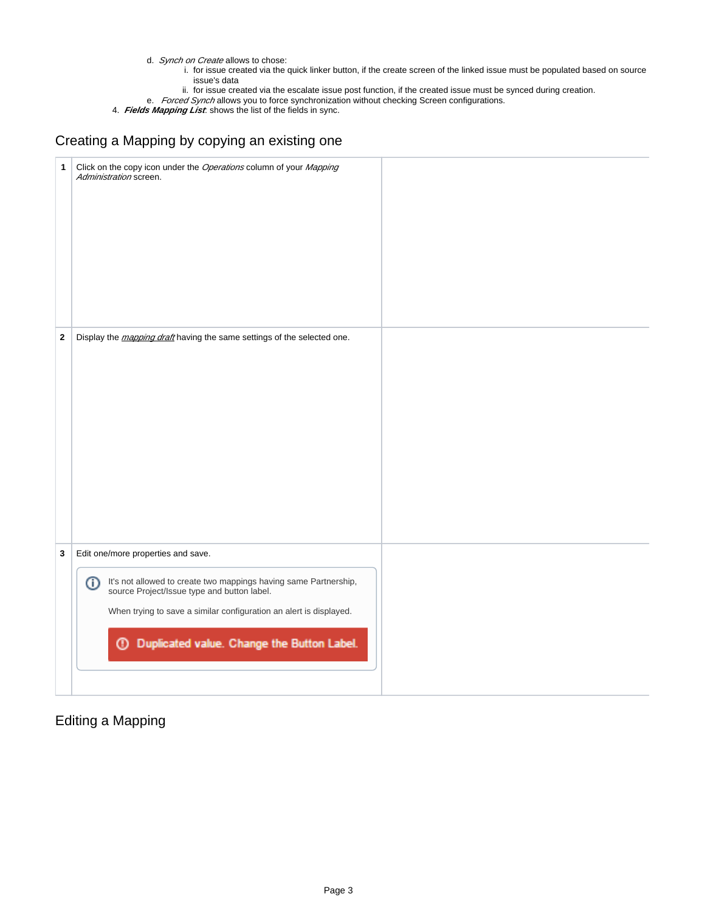d. *Synch on Create* allows to chose:
   i. for issue created via the quick linker button, if the create screen of the linked issue must be populated based on source issue's data
   ii. for issue created via the escalate issue post function, if the created issue must be synced during creation.

e. *Forced Synch* allows you to force synchronization without checking Screen configurations.

4. ***Fields Mapping List***: shows the list of the fields in sync.

## Creating a Mapping by copying an existing one

| | | |
|---|---|---|
| **1** | Click on the copy icon under the *Operations* column of your *Mapping Administration* screen. | |
| **2** | Display the *mapping draft* having the same settings of the selected one. | |
| **3** | Edit one/more properties and save.<br><br>It's not allowed to create two mappings having same Partnership, source Project/Issue type and button label.<br><br>When trying to save a similar configuration an alert is displayed.<br><br>Duplicated value. Change the Button Label. | |

## Editing a Mapping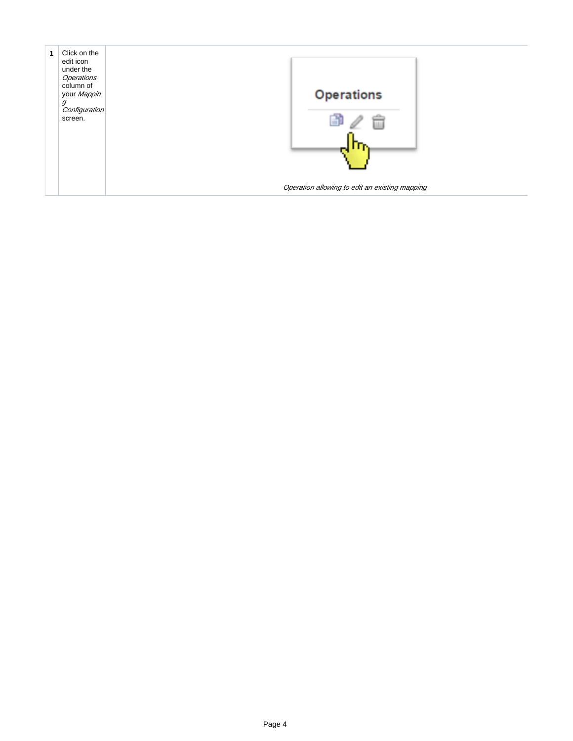| | | |
|---|---|---|
| **1** | Click on the edit icon under the *Operations* column of your *Mapping Configuration* screen. | *Operation allowing to edit an existing mapping* |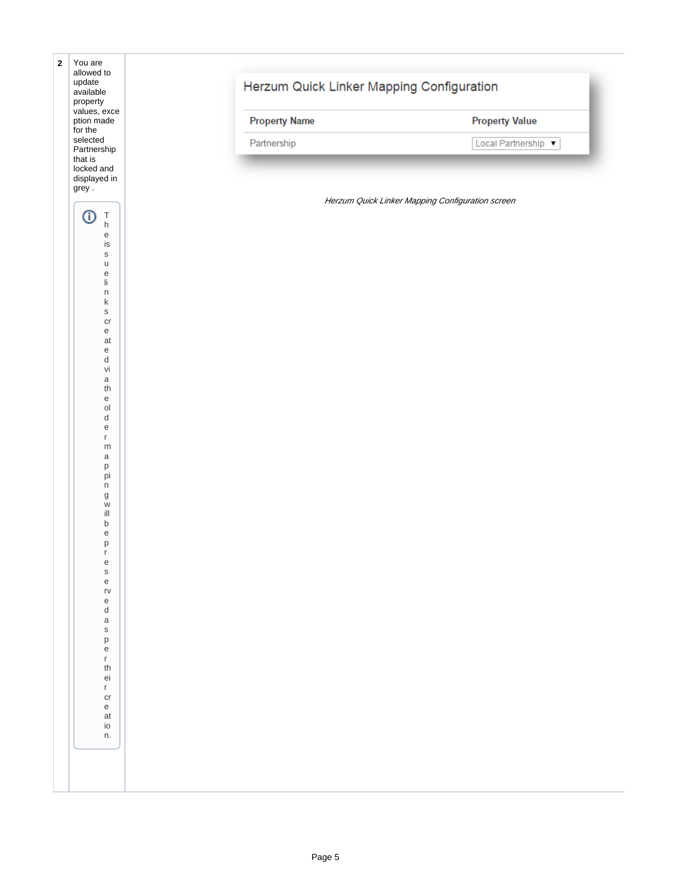| | | |
|---|---|---|
| 2 | You are allowed to update available property values, exception made for the selected Partnership that is locked and displayed in grey .<br><br>ⓘ The issue links created via the older mapping will be preserved as per their creation. | **Herzum Quick Linker Mapping Configuration**<br><br>Property Name: Partnership — Property Value: Local Partnership ▼<br><br>*Herzum Quick Linker Mapping Configuration screen* |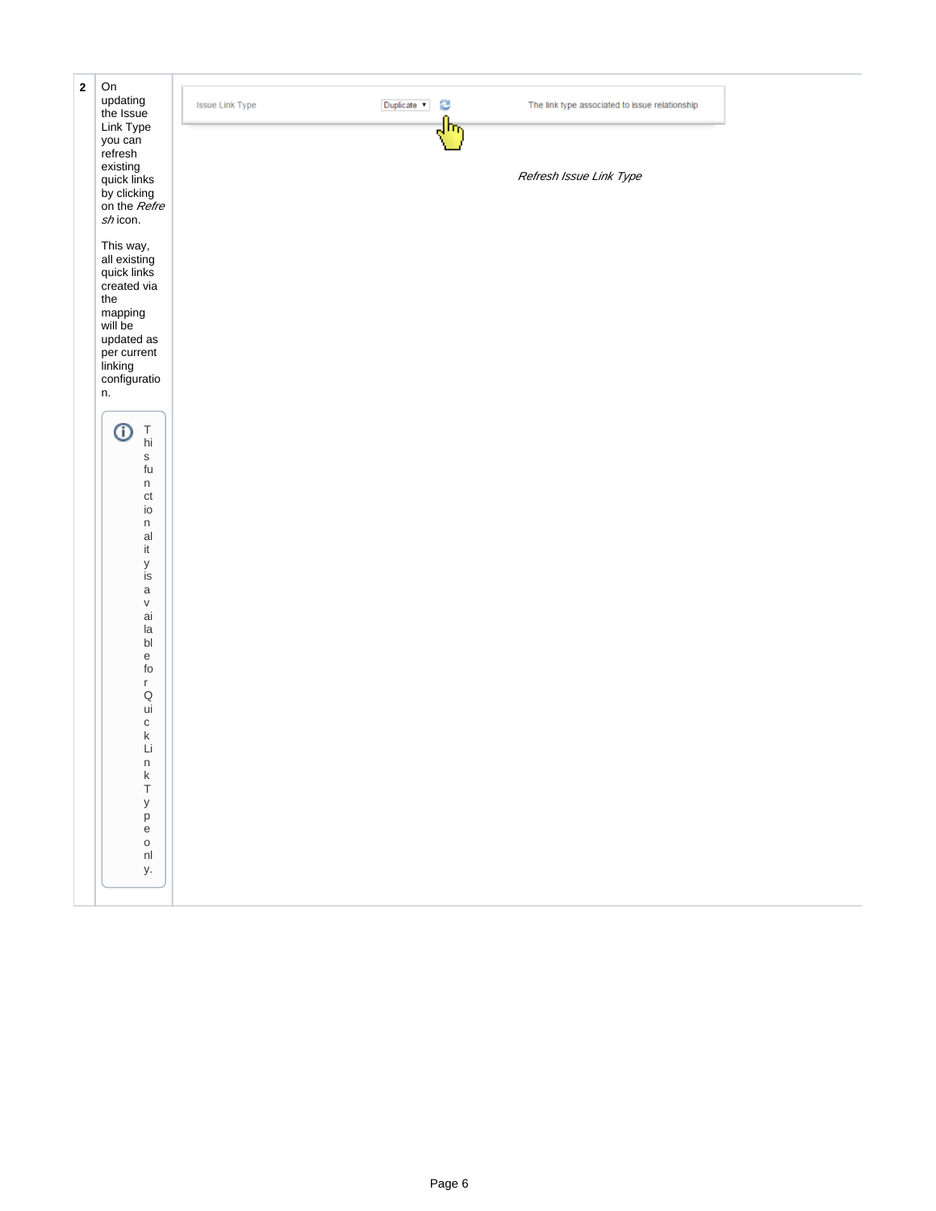| 2 | On updating the Issue Link Type you can refresh existing quick links by clicking on the *Refresh* icon.<br><br>This way, all existing quick links created via the mapping will be updated as per current linking configuration.<br><br>ℹ This functionality is available for QuickLink Type only. | Issue Link Type — Duplicate — The link type associated to issue relationship<br><br>*Refresh Issue Link Type* |
|---|---|---|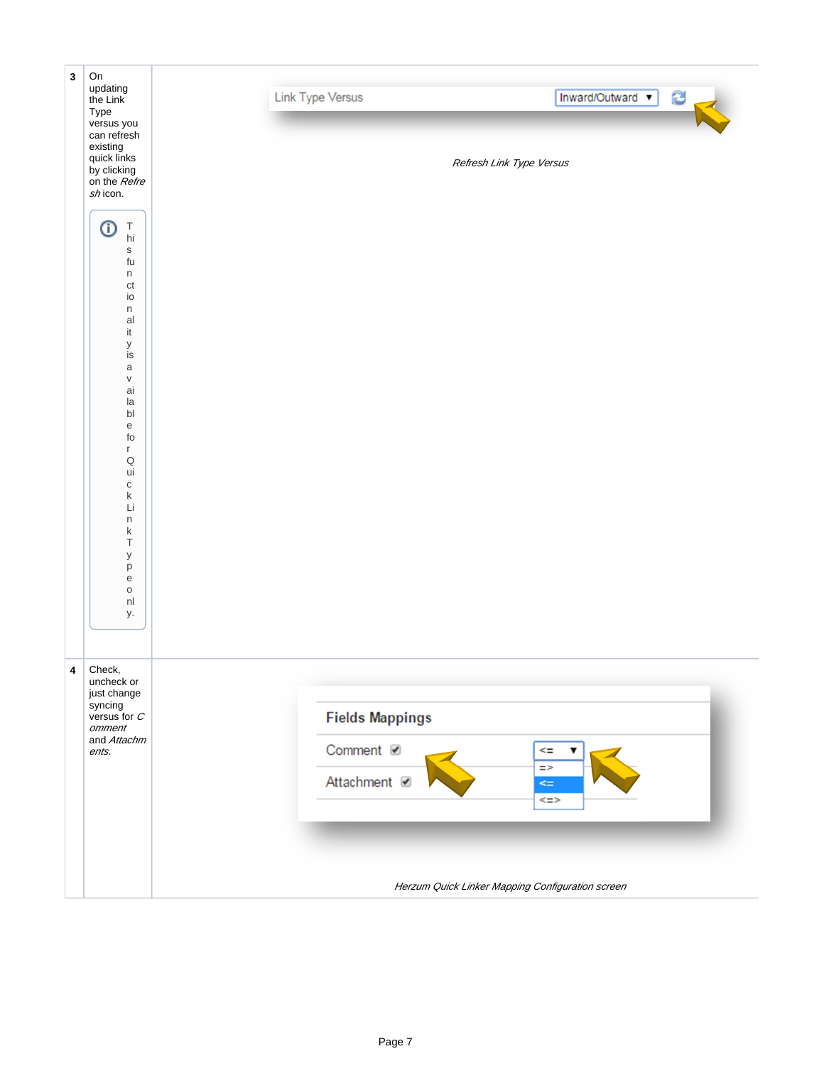| | | |
|---|---|---|
| 3 | On updating the Link Type versus you can refresh existing quick links by clicking on the *Refresh* icon.<br><br>ⓘ This functionality is available for Quick Link Type only. | *Refresh Link Type Versus* |
| 4 | Check, uncheck or just change syncing versus for *Comment* and *Attachments*. | *Herzum Quick Linker Mapping Configuration screen* |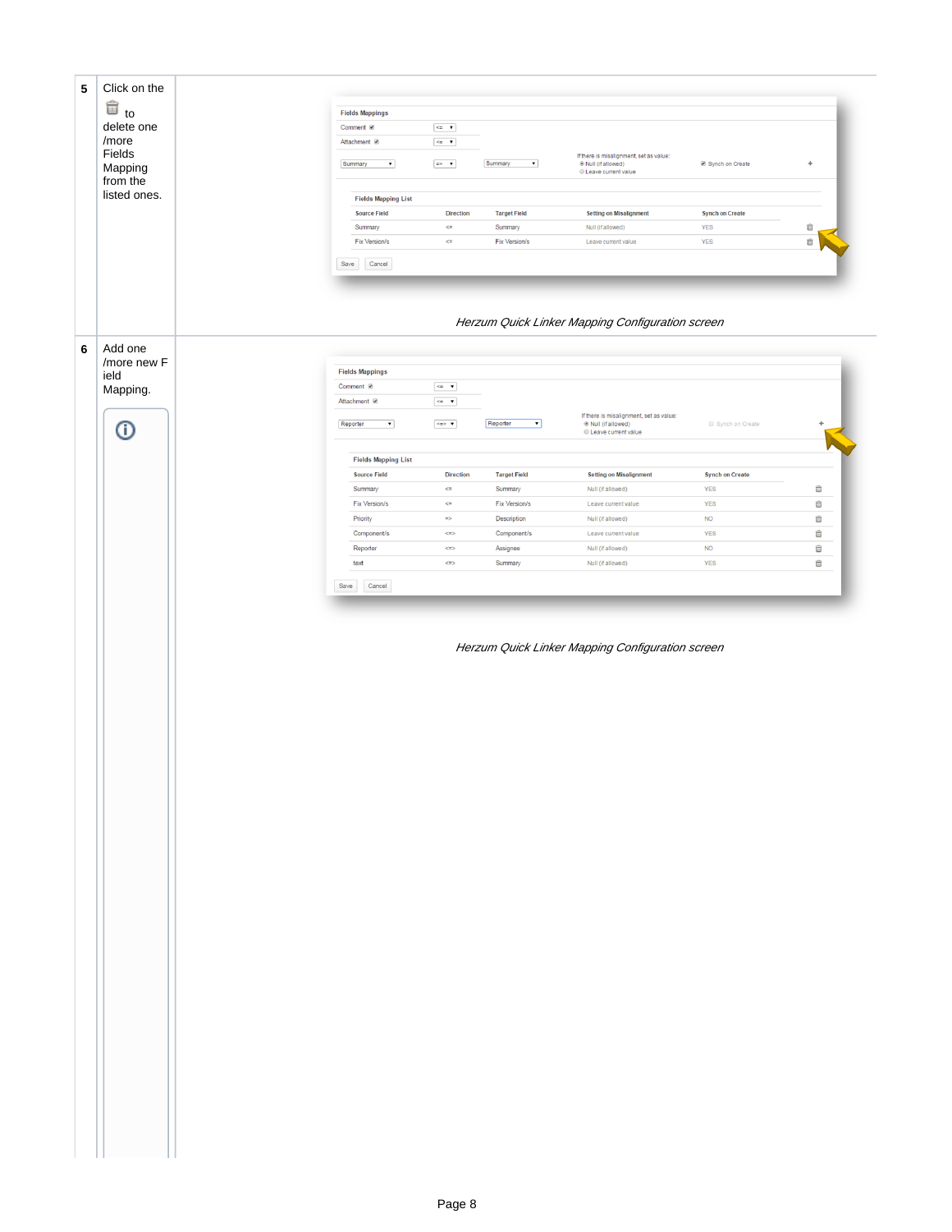| | | |
|---|---|---|
| 5 | Click on the 🗑 to delete one /more Fields Mapping from the listed ones. | *Herzum Quick Linker Mapping Configuration screen* |
| 6 | Add one /more new Field Mapping. ⓘ | *Herzum Quick Linker Mapping Configuration screen* |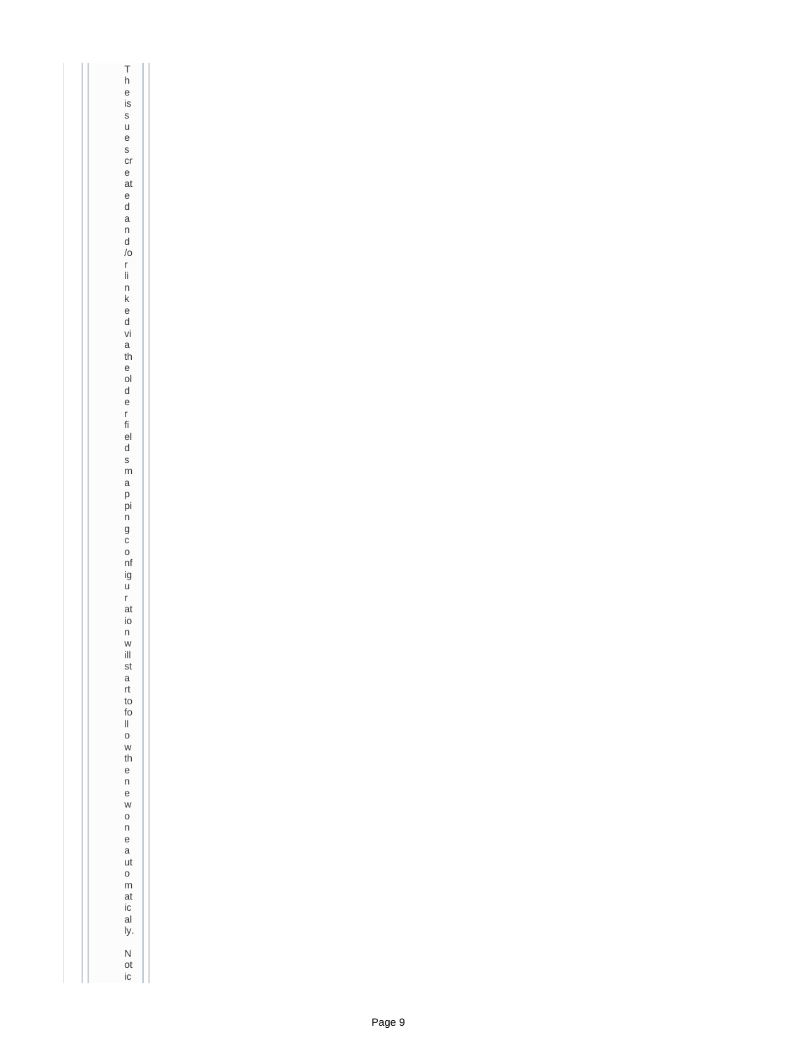The issues created and/or linked via the older fields mapping configuration will start to follow the new one automatically.

Notic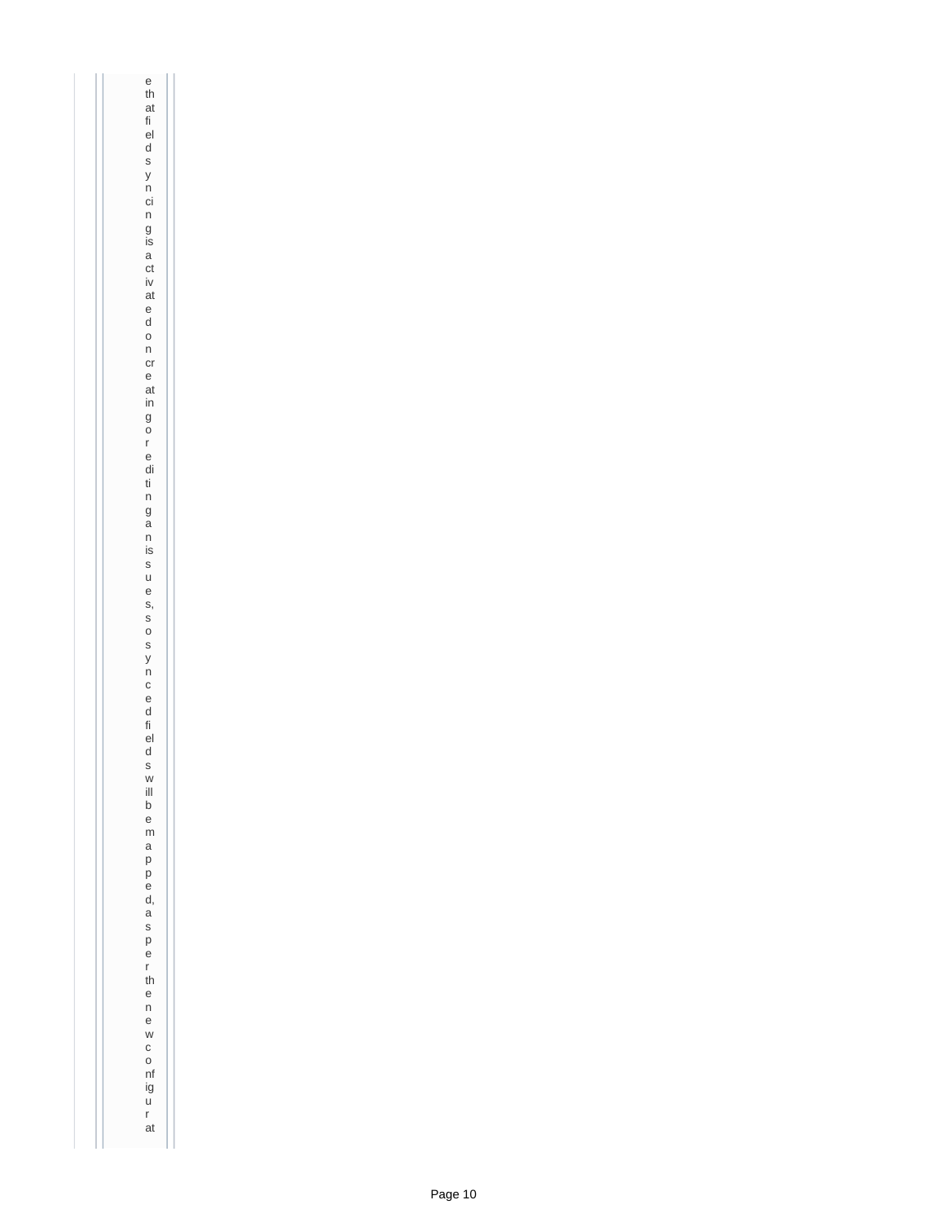| | | |
|---|---|---|
| | e that fields syncing is activated on creating or editing an issues, so synced fields will be mapped, as per the new configurat | |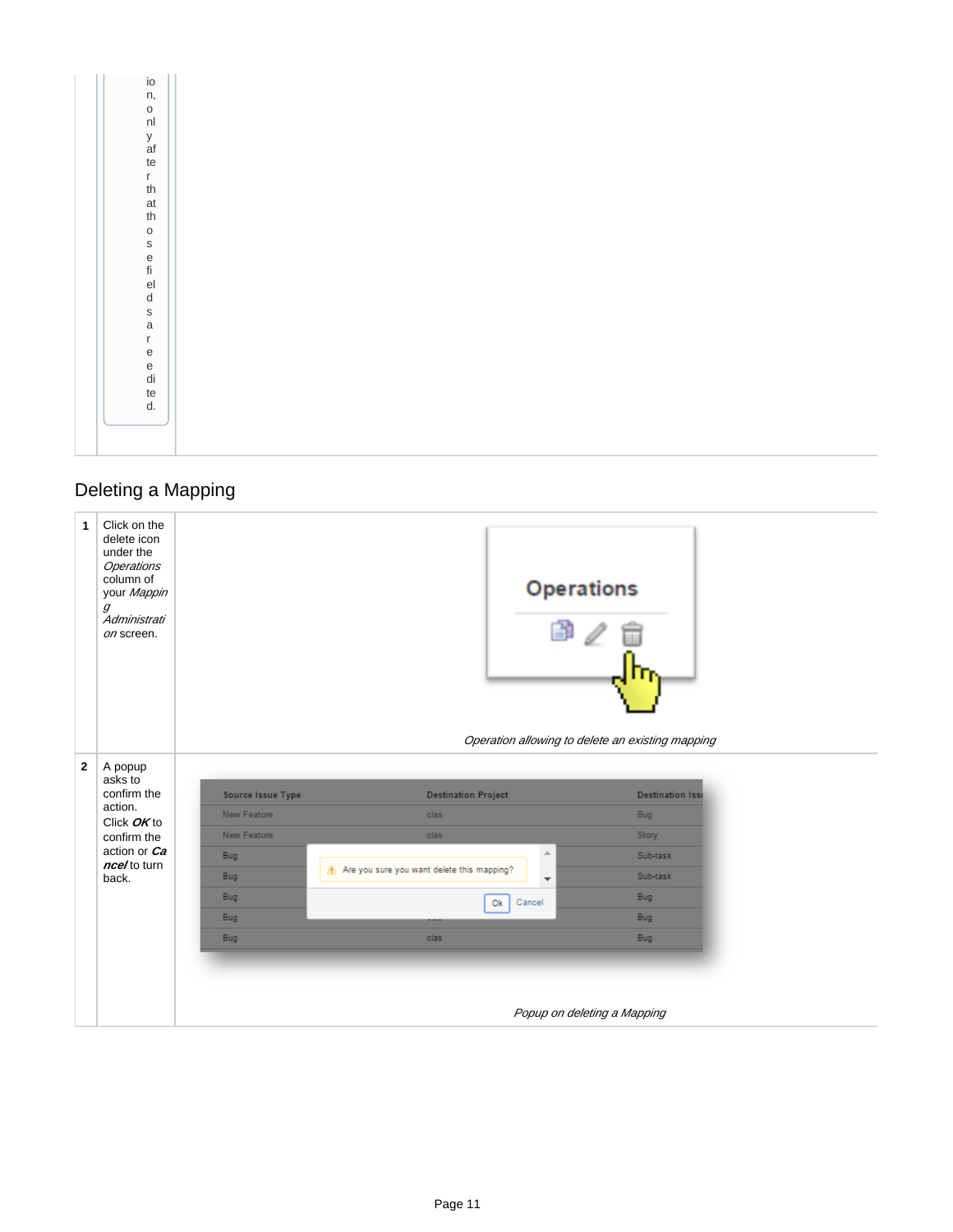ion, only after that those fields are edited.

## Deleting a Mapping

| | | |
|---|---|---|
| **1** | Click on the delete icon under the *Operations* column of your *Mapping Administration* screen. | *Operation allowing to delete an existing mapping* |
| **2** | A popup asks to confirm the action. Click ***OK*** to confirm the action or ***Cancel*** to turn back. | *Popup on deleting a Mapping* |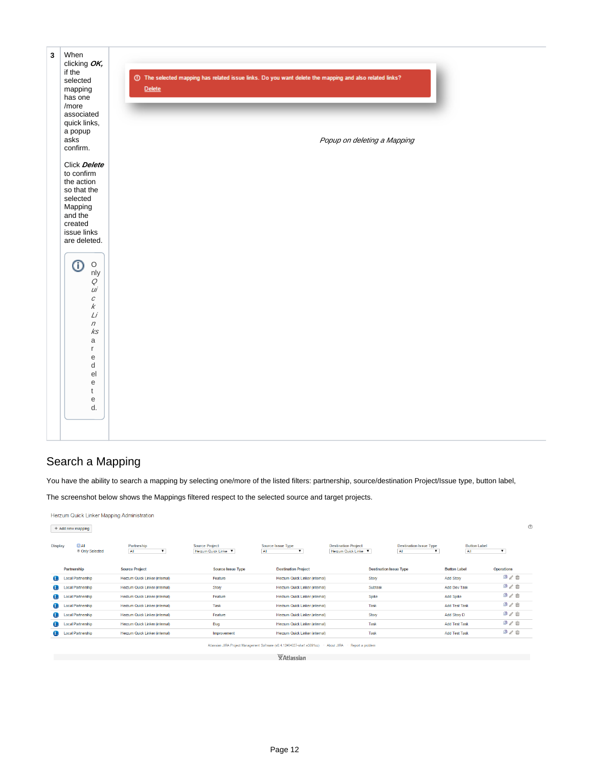| | | |
|---|---|---|
| 3 | When clicking ***OK***, if the selected mapping has one /more associated quick links, a popup asks confirm.<br><br>Click ***Delete*** to confirm the action so that the selected Mapping and the created issue links are deleted.<br><br>Only *Quick Links* are deleted. | The selected mapping has related issue links. Do you want delete the mapping and also related links?<br>Delete<br><br>*Popup on deleting a Mapping* |

## Search a Mapping

You have the ability to search a mapping by selecting one/more of the listed filters: partnership, source/destination Project/Issue type, button label,

The screenshot below shows the Mappings filtered respect to the selected source and target projects.

Herzum Quick Linker Mapping Administration

+ Add new mapping

Display: All / Only Selected
Partnership: All
Source Project: Herzum Quick Linke
Source Issue Type: All
Destination Project: Herzum Quick Linke
Destination Issue Type: All
Button Label: All

| Partnership | Source Project | Source Issue Type | Destination Project | Destination Issue Type | Button Label | Operations |
|---|---|---|---|---|---|---|
| Local Partnership | Herzum Quick Linker (internal) | Feature | Herzum Quick Linker (internal) | Story | Add Story | |
| Local Partnership | Herzum Quick Linker (internal) | Story | Herzum Quick Linker (internal) | Subtask | Add Dev Task | |
| Local Partnership | Herzum Quick Linker (internal) | Feature | Herzum Quick Linker (internal) | Spike | Add Spike | |
| Local Partnership | Herzum Quick Linker (internal) | Task | Herzum Quick Linker (internal) | Task | Add Test Task | |
| Local Partnership | Herzum Quick Linker (internal) | Feature | Herzum Quick Linker (internal) | Story | Add Story D | |
| Local Partnership | Herzum Quick Linker (internal) | Bug | Herzum Quick Linker (internal) | Task | Add Test Task | |
| Local Partnership | Herzum Quick Linker (internal) | Improvement | Herzum Quick Linker (internal) | Task | Add Test Task | |

Atlassian JIRA Project Management Software (v6.4.12#64027-sha1:e3691cc) · About JIRA · Report a problem

Atlassian